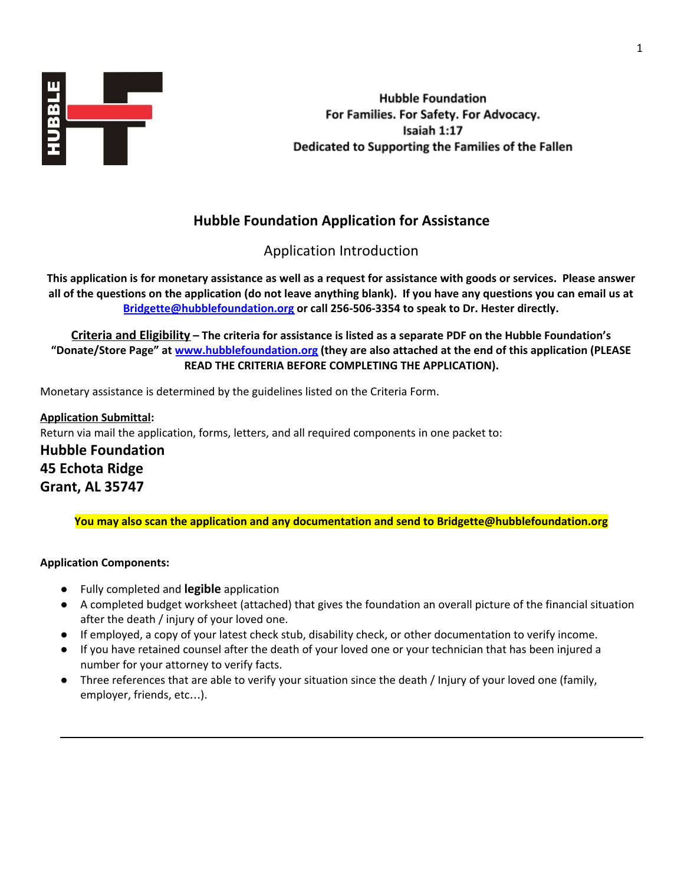Hubble Foundation
For Families. For Safety. For Advocacy.
Isaiah 1:17
Dedicated to Supporting the Families of the Fallen

# Hubble Foundation Application for Assistance

## Application Introduction

**This application is for monetary assistance as well as a request for assistance with goods or services. Please answer all of the questions on the application (do not leave anything blank). If you have any questions you can email us at [Bridgette@hubblefoundation.org](mailto:Bridgette@hubblefoundation.org) or call 256-506-3354 to speak to Dr. Hester directly.**

**<u>Criteria and Eligibility</u> – The criteria for assistance is listed as a separate PDF on the Hubble Foundation's "Donate/Store Page" at [www.hubblefoundation.org](http://www.hubblefoundation.org) (they are also attached at the end of this application (PLEASE READ THE CRITERIA BEFORE COMPLETING THE APPLICATION).**

Monetary assistance is determined by the guidelines listed on the Criteria Form.

**<u>Application Submittal</u>:**
Return via mail the application, forms, letters, and all required components in one packet to:

**Hubble Foundation**
**45 Echota Ridge**
**Grant, AL 35747**

**You may also scan the application and any documentation and send to Bridgette@hubblefoundation.org**

**Application Components:**

- Fully completed and **legible** application
- A completed budget worksheet (attached) that gives the foundation an overall picture of the financial situation after the death / injury of your loved one.
- If employed, a copy of your latest check stub, disability check, or other documentation to verify income.
- If you have retained counsel after the death of your loved one or your technician that has been injured a number for your attorney to verify facts.
- Three references that are able to verify your situation since the death / Injury of your loved one (family, employer, friends, etc…).

---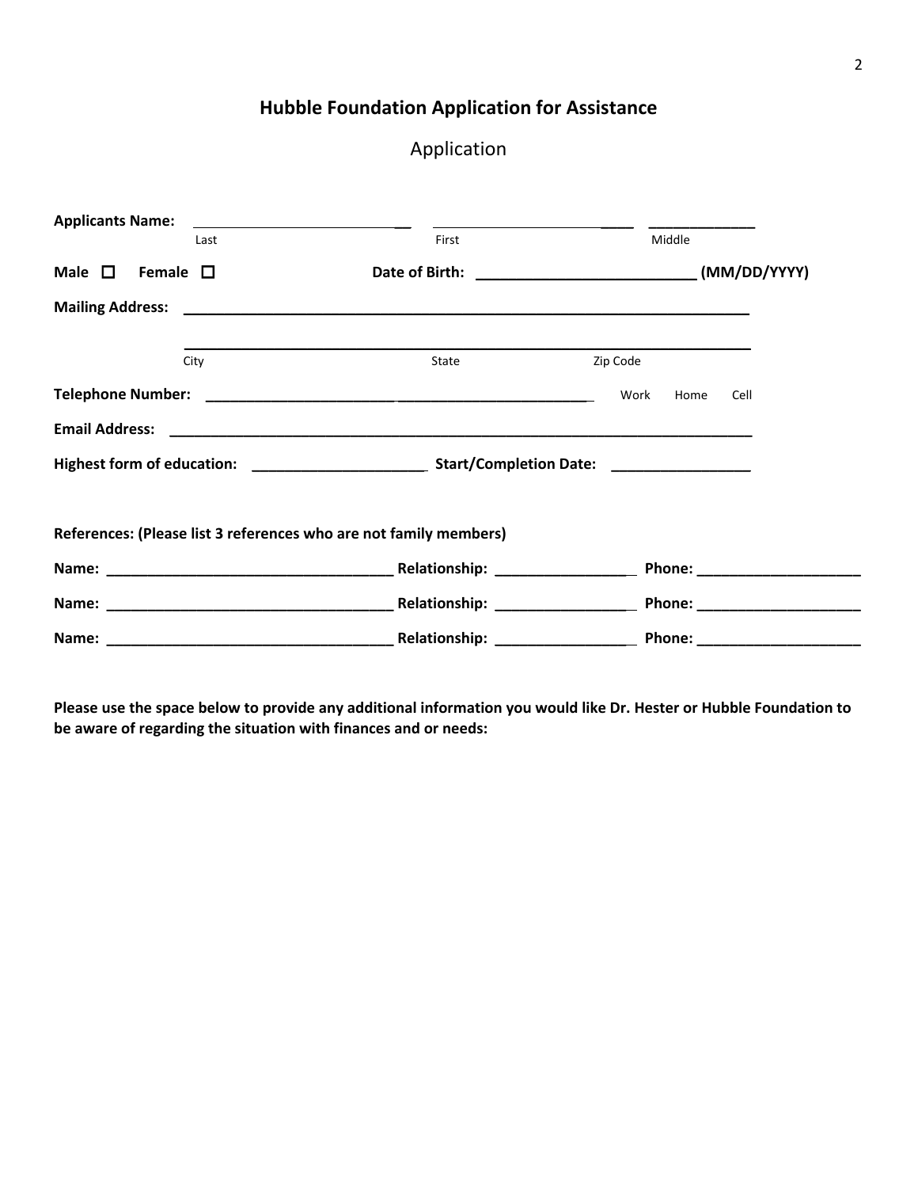# Hubble Foundation Application for Assistance

## Application

**Applicants Name:** ______________________________ ______________________________ _______________

Last First Middle

**Male** ☐ **Female** ☐ **Date of Birth:** ___________________________ **(MM/DD/YYYY)**

**Mailing Address:** ______________________________________________________________________

______________________________________________________________________

City State Zip Code

**Telephone Number:** ________________________________________________ Work Home Cell

**Email Address:** ______________________________________________________________________

**Highest form of education:** _____________________ **Start/Completion Date:** _________________

**References: (Please list 3 references who are not family members)**

**Name:** ___________________________________ **Relationship:** ________________ **Phone:** ____________________

**Name:** ___________________________________ **Relationship:** ________________ **Phone:** ____________________

**Name:** ___________________________________ **Relationship:** ________________ **Phone:** ____________________

**Please use the space below to provide any additional information you would like Dr. Hester or Hubble Foundation to be aware of regarding the situation with finances and or needs:**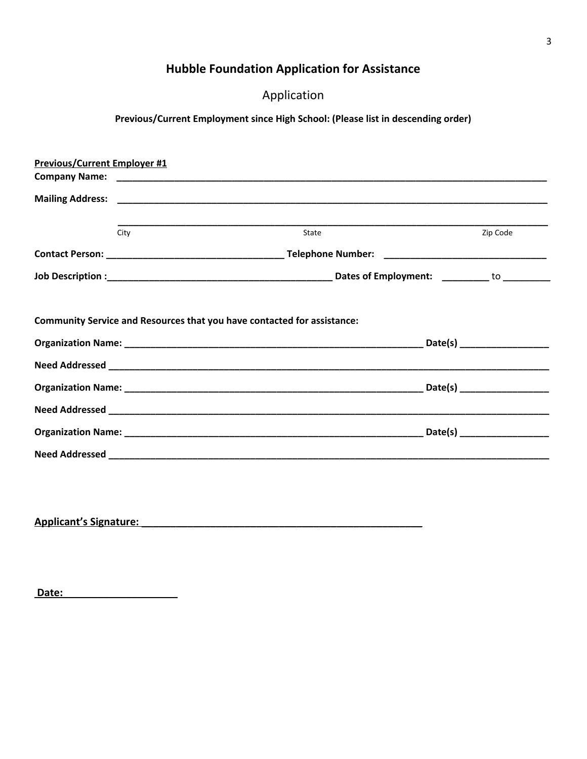## Hubble Foundation Application for Assistance

Application

**Previous/Current Employment since High School: (Please list in descending order)**

**<u>Previous/Current Employer #1</u>**

**Company Name:** ________________________________________________________________________________

**Mailing Address:** ________________________________________________________________________________

________________________________________________________________________________
City                                                  State                                                  Zip Code

**Contact Person:** _________________________________ **Telephone Number:** ______________________________

**Job Description :**__________________________________________ **Dates of Employment:** _________ to _________

**Community Service and Resources that you have contacted for assistance:**

**Organization Name:** _________________________________________________________ **Date(s)** ________________

**Need Addressed** ________________________________________________________________________________

**Organization Name:** _________________________________________________________ **Date(s)** ________________

**Need Addressed** ________________________________________________________________________________

**Organization Name:** _________________________________________________________ **Date(s)** ________________

**Need Addressed** ________________________________________________________________________________

**<u>Applicant's Signature:</u>** ____________________________________________________

**<u>Date:</u>** ____________________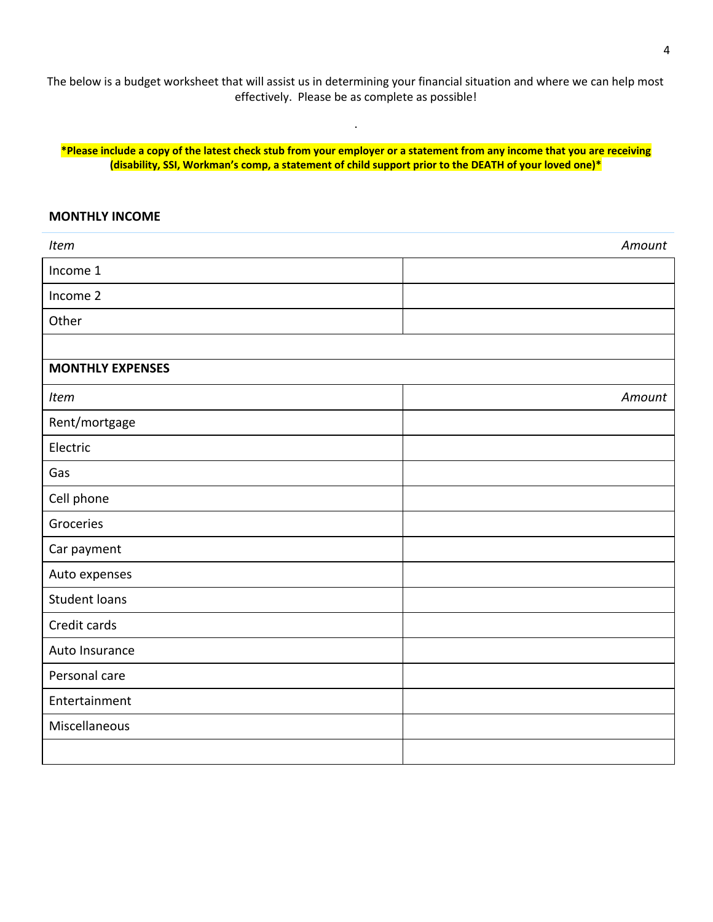The below is a budget worksheet that will assist us in determining your financial situation and where we can help most effectively. Please be as complete as possible!

.

**\*Please include a copy of the latest check stub from your employer or a statement from any income that you are receiving (disability, SSI, Workman's comp, a statement of child support prior to the DEATH of your loved one)\***

**MONTHLY INCOME**

| *Item* | *Amount* |
|---|---|
| Income 1 | |
| Income 2 | |
| Other | |
| | |
| **MONTHLY EXPENSES** | |
| *Item* | *Amount* |
| Rent/mortgage | |
| Electric | |
| Gas | |
| Cell phone | |
| Groceries | |
| Car payment | |
| Auto expenses | |
| Student loans | |
| Credit cards | |
| Auto Insurance | |
| Personal care | |
| Entertainment | |
| Miscellaneous | |
| | |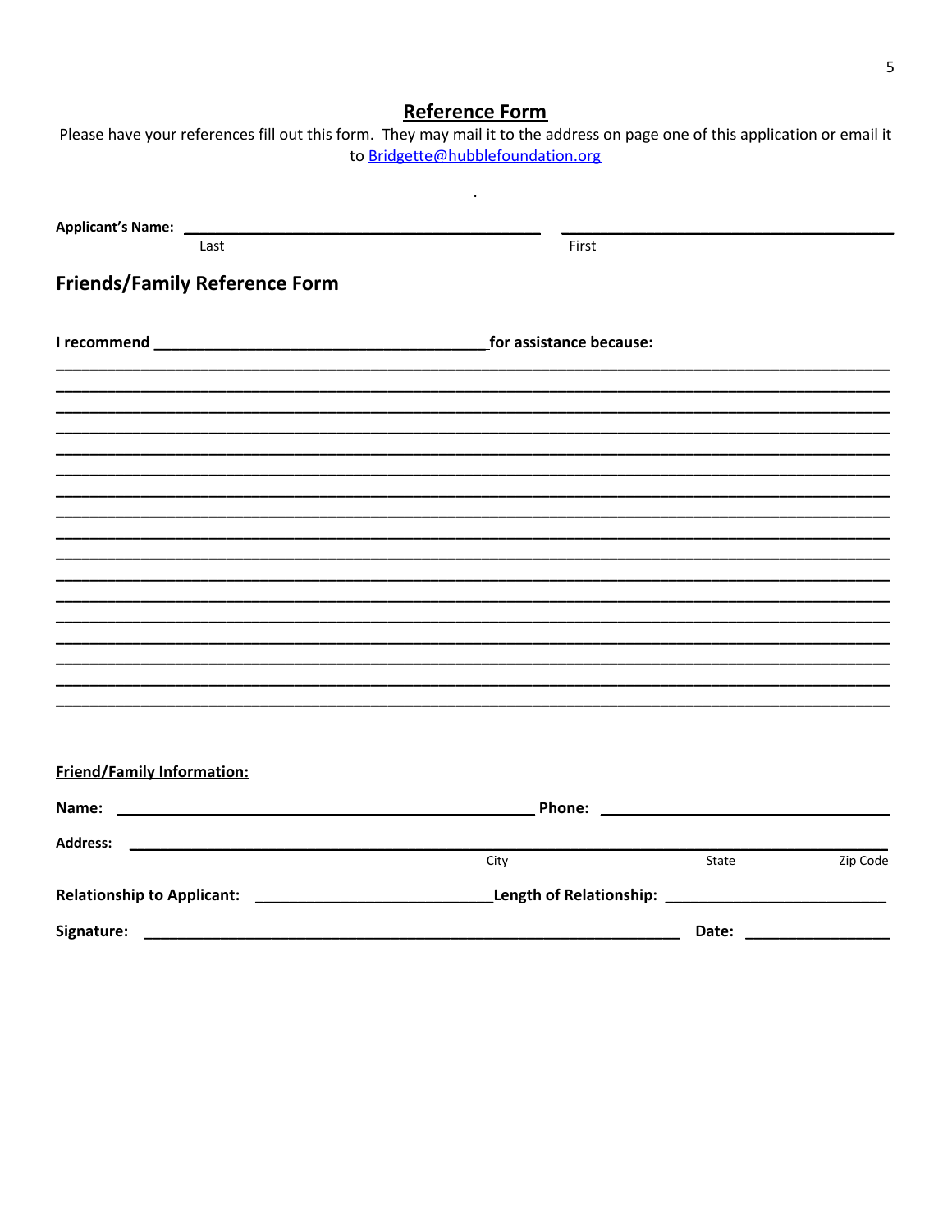## Reference Form

Please have your references fill out this form. They may mail it to the address on page one of this application or email it to Bridgette@hubblefoundation.org

.

**Applicant's Name:** ______________________________ ______________________________
Last First

### Friends/Family Reference Form

**I recommend** ______________________________ **for assistance because:**

______________________________________________________________________________

______________________________________________________________________________

______________________________________________________________________________

______________________________________________________________________________

______________________________________________________________________________

______________________________________________________________________________

______________________________________________________________________________

______________________________________________________________________________

______________________________________________________________________________

______________________________________________________________________________

______________________________________________________________________________

______________________________________________________________________________

______________________________________________________________________________

______________________________________________________________________________

______________________________________________________________________________

______________________________________________________________________________

______________________________________________________________________________

**Friend/Family Information:**

**Name:** ______________________________ **Phone:** ______________________________

**Address:** ______________________________________________________________________
City State Zip Code

**Relationship to Applicant:** ______________________________ **Length of Relationship:** ______________________________

**Signature:** ______________________________________________ **Date:** ________________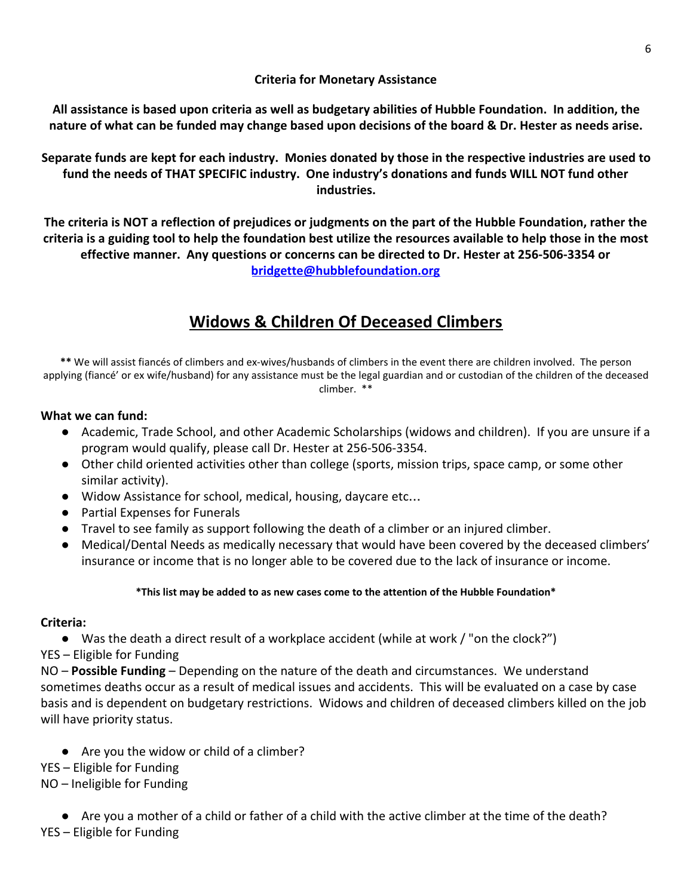**Criteria for Monetary Assistance**

**All assistance is based upon criteria as well as budgetary abilities of Hubble Foundation. In addition, the nature of what can be funded may change based upon decisions of the board & Dr. Hester as needs arise.**

**Separate funds are kept for each industry. Monies donated by those in the respective industries are used to fund the needs of THAT SPECIFIC industry. One industry's donations and funds WILL NOT fund other industries.**

**The criteria is NOT a reflection of prejudices or judgments on the part of the Hubble Foundation, rather the criteria is a guiding tool to help the foundation best utilize the resources available to help those in the most effective manner. Any questions or concerns can be directed to Dr. Hester at 256-506-3354 or [bridgette@hubblefoundation.org](mailto:bridgette@hubblefoundation.org)**

## Widows & Children Of Deceased Climbers

**\*\*** We will assist fiancés of climbers and ex-wives/husbands of climbers in the event there are children involved. The person applying (fiancé' or ex wife/husband) for any assistance must be the legal guardian and or custodian of the children of the deceased climber. \*\*

**What we can fund:**

- Academic, Trade School, and other Academic Scholarships (widows and children). If you are unsure if a program would qualify, please call Dr. Hester at 256-506-3354.
- Other child oriented activities other than college (sports, mission trips, space camp, or some other similar activity).
- Widow Assistance for school, medical, housing, daycare etc…
- Partial Expenses for Funerals
- Travel to see family as support following the death of a climber or an injured climber.
- Medical/Dental Needs as medically necessary that would have been covered by the deceased climbers' insurance or income that is no longer able to be covered due to the lack of insurance or income.

**\*This list may be added to as new cases come to the attention of the Hubble Foundation\***

**Criteria:**

- Was the death a direct result of a workplace accident (while at work / "on the clock?")

YES – Eligible for Funding

NO – **Possible Funding** – Depending on the nature of the death and circumstances. We understand sometimes deaths occur as a result of medical issues and accidents. This will be evaluated on a case by case basis and is dependent on budgetary restrictions. Widows and children of deceased climbers killed on the job will have priority status.

- Are you the widow or child of a climber?

YES – Eligible for Funding

NO – Ineligible for Funding

- Are you a mother of a child or father of a child with the active climber at the time of the death?

YES – Eligible for Funding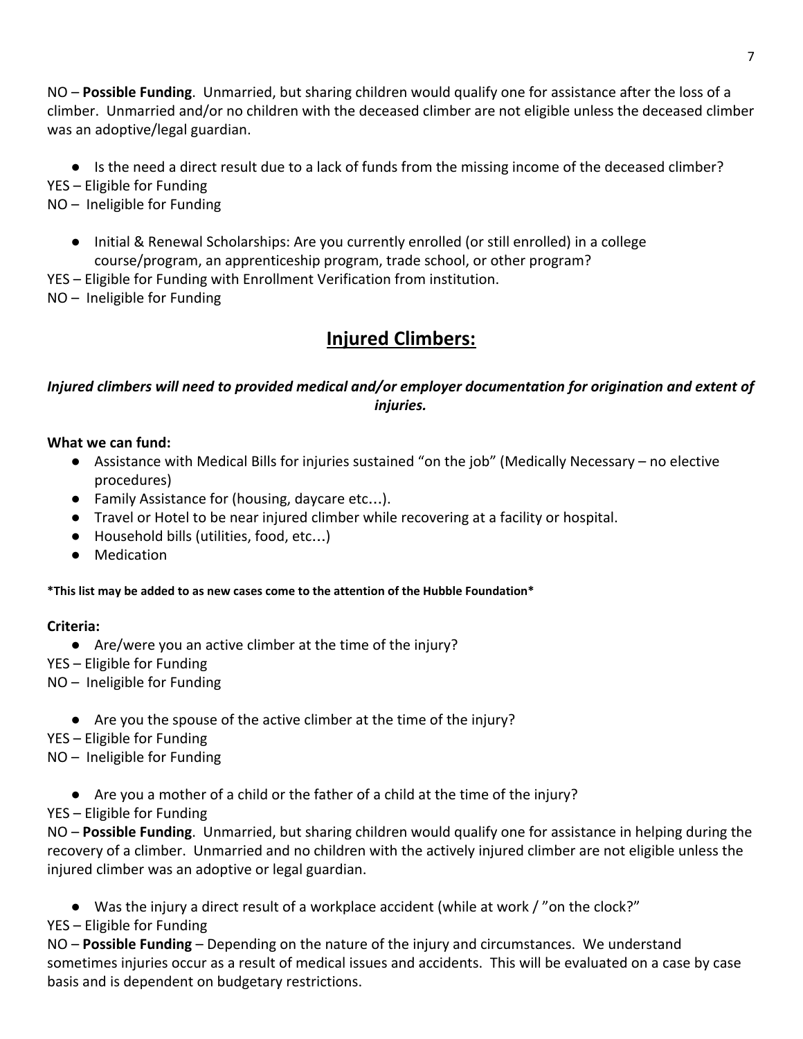NO – **Possible Funding**. Unmarried, but sharing children would qualify one for assistance after the loss of a climber. Unmarried and/or no children with the deceased climber are not eligible unless the deceased climber was an adoptive/legal guardian.

- Is the need a direct result due to a lack of funds from the missing income of the deceased climber?

YES – Eligible for Funding
NO – Ineligible for Funding

- Initial & Renewal Scholarships: Are you currently enrolled (or still enrolled) in a college course/program, an apprenticeship program, trade school, or other program?

YES – Eligible for Funding with Enrollment Verification from institution.
NO – Ineligible for Funding

## Injured Climbers:

***Injured climbers will need to provided medical and/or employer documentation for origination and extent of injuries.***

**What we can fund:**

- Assistance with Medical Bills for injuries sustained "on the job" (Medically Necessary – no elective procedures)
- Family Assistance for (housing, daycare etc…).
- Travel or Hotel to be near injured climber while recovering at a facility or hospital.
- Household bills (utilities, food, etc…)
- Medication

**\*This list may be added to as new cases come to the attention of the Hubble Foundation\***

**Criteria:**

- Are/were you an active climber at the time of the injury?

YES – Eligible for Funding
NO – Ineligible for Funding

- Are you the spouse of the active climber at the time of the injury?

YES – Eligible for Funding
NO – Ineligible for Funding

- Are you a mother of a child or the father of a child at the time of the injury?

YES – Eligible for Funding
NO – **Possible Funding**. Unmarried, but sharing children would qualify one for assistance in helping during the recovery of a climber. Unmarried and no children with the actively injured climber are not eligible unless the injured climber was an adoptive or legal guardian.

- Was the injury a direct result of a workplace accident (while at work / "on the clock?"

YES – Eligible for Funding
NO – **Possible Funding** – Depending on the nature of the injury and circumstances. We understand sometimes injuries occur as a result of medical issues and accidents. This will be evaluated on a case by case basis and is dependent on budgetary restrictions.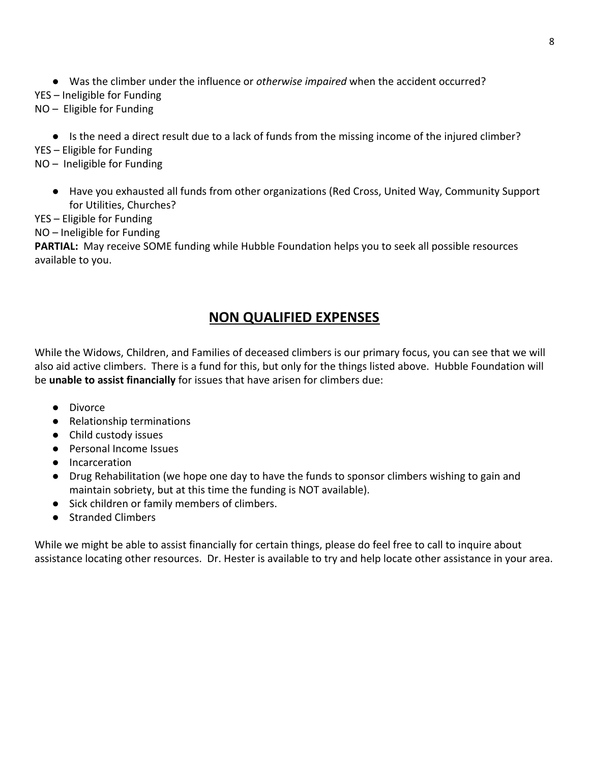- Was the climber under the influence or *otherwise impaired* when the accident occurred?

YES – Ineligible for Funding
NO – Eligible for Funding

- Is the need a direct result due to a lack of funds from the missing income of the injured climber?

YES – Eligible for Funding
NO – Ineligible for Funding

- Have you exhausted all funds from other organizations (Red Cross, United Way, Community Support for Utilities, Churches?

YES – Eligible for Funding
NO – Ineligible for Funding
**PARTIAL:** May receive SOME funding while Hubble Foundation helps you to seek all possible resources available to you.

## NON QUALIFIED EXPENSES

While the Widows, Children, and Families of deceased climbers is our primary focus, you can see that we will also aid active climbers. There is a fund for this, but only for the things listed above. Hubble Foundation will be **unable to assist financially** for issues that have arisen for climbers due:

- Divorce
- Relationship terminations
- Child custody issues
- Personal Income Issues
- Incarceration
- Drug Rehabilitation (we hope one day to have the funds to sponsor climbers wishing to gain and maintain sobriety, but at this time the funding is NOT available).
- Sick children or family members of climbers.
- Stranded Climbers

While we might be able to assist financially for certain things, please do feel free to call to inquire about assistance locating other resources. Dr. Hester is available to try and help locate other assistance in your area.